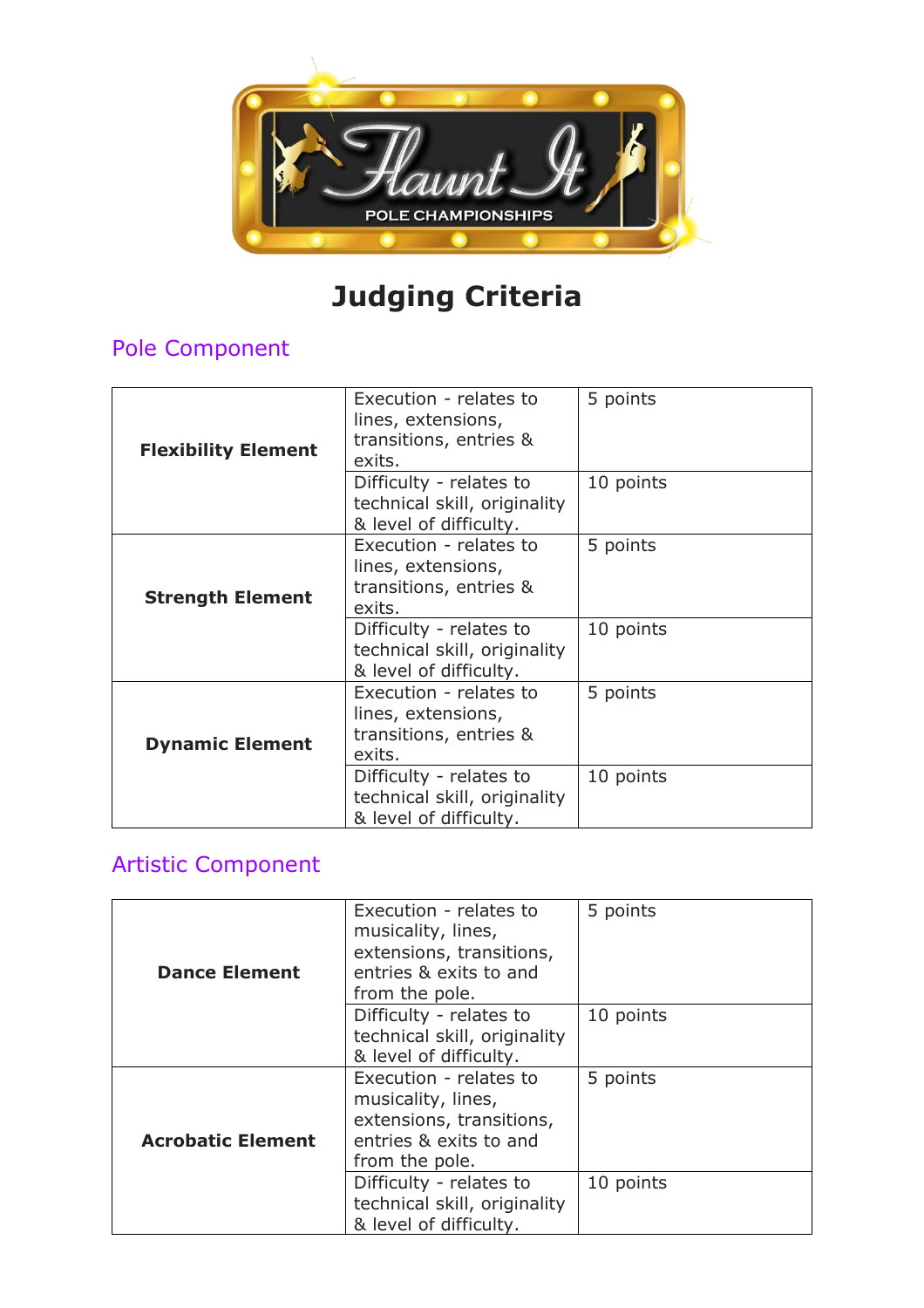# Judging Criteria

## Pole Component

| | | |
|---|---|---|
| **Flexibility Element** | Execution - relates to lines, extensions, transitions, entries & exits. | 5 points |
| | Difficulty - relates to technical skill, originality & level of difficulty. | 10 points |
| **Strength Element** | Execution - relates to lines, extensions, transitions, entries & exits. | 5 points |
| | Difficulty - relates to technical skill, originality & level of difficulty. | 10 points |
| **Dynamic Element** | Execution - relates to lines, extensions, transitions, entries & exits. | 5 points |
| | Difficulty - relates to technical skill, originality & level of difficulty. | 10 points |

## Artistic Component

| | | |
|---|---|---|
| **Dance Element** | Execution - relates to musicality, lines, extensions, transitions, entries & exits to and from the pole. | 5 points |
| | Difficulty - relates to technical skill, originality & level of difficulty. | 10 points |
| **Acrobatic Element** | Execution - relates to musicality, lines, extensions, transitions, entries & exits to and from the pole. | 5 points |
| | Difficulty - relates to technical skill, originality & level of difficulty. | 10 points |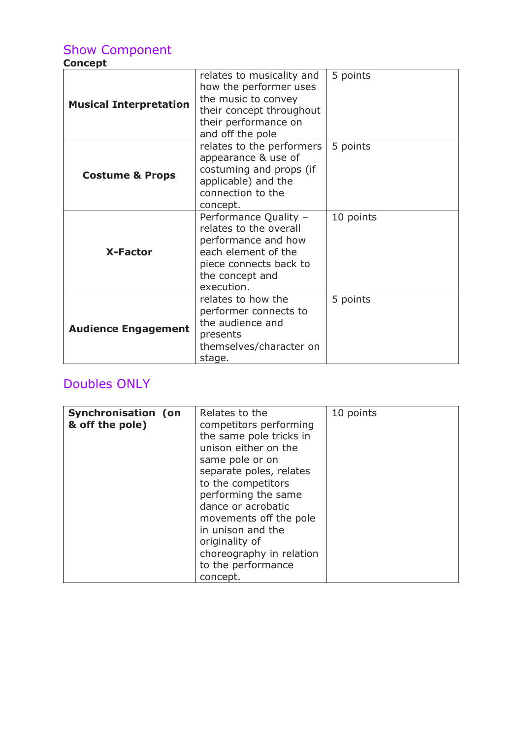## Show Component

**Concept**

| | | |
|---|---|---|
| **Musical Interpretation** | relates to musicality and how the performer uses the music to convey their concept throughout their performance on and off the pole | 5 points |
| **Costume & Props** | relates to the performers appearance & use of costuming and props (if applicable) and the connection to the concept. | 5 points |
| **X-Factor** | Performance Quality – relates to the overall performance and how each element of the piece connects back to the concept and execution. | 10 points |
| **Audience Engagement** | relates to how the performer connects to the audience and presents themselves/character on stage. | 5 points |

## Doubles ONLY

| | | |
|---|---|---|
| **Synchronisation (on & off the pole)** | Relates to the competitors performing the same pole tricks in unison either on the same pole or on separate poles, relates to the competitors performing the same dance or acrobatic movements off the pole in unison and the originality of choreography in relation to the performance concept. | 10 points |